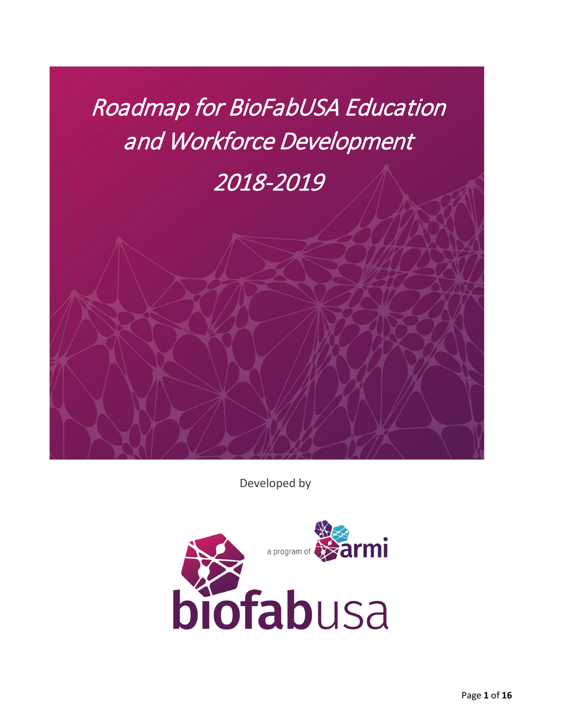# Roadmap for BioFabUSA Education and Workforce Development

# 2018-2019

Developed by

a program of armi

biofabusa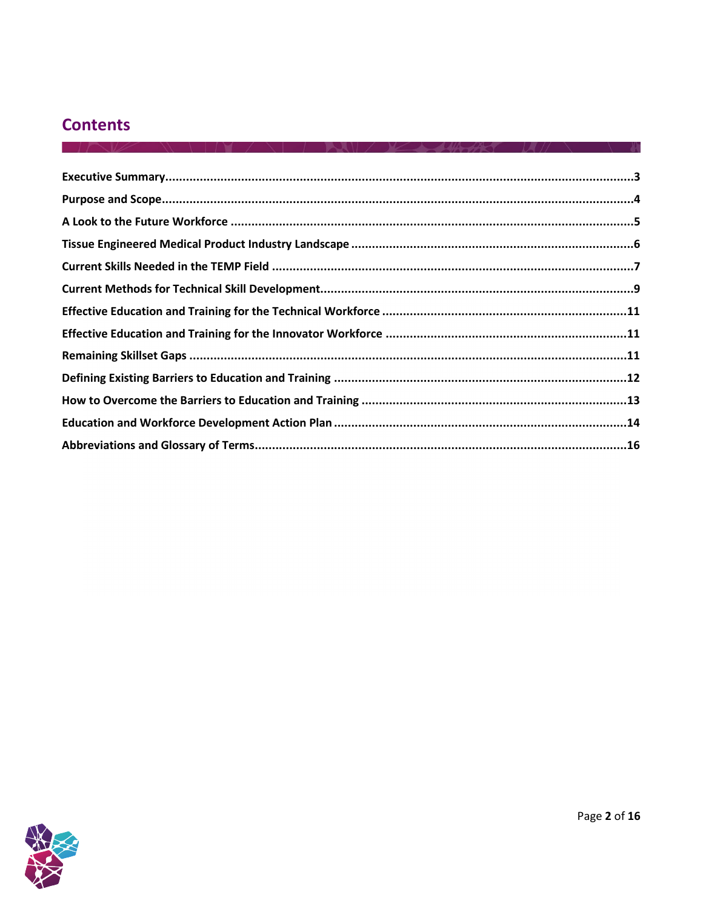## Contents

Executive Summary .......................................................................................................................................3

Purpose and Scope........................................................................................................................................4

A Look to the Future Workforce ...................................................................................................................5

Tissue Engineered Medical Product Industry Landscape ..............................................................................6

Current Skills Needed in the TEMP Field ......................................................................................................7

Current Methods for Technical Skill Development........................................................................................9

Effective Education and Training for the Technical Workforce ....................................................................11

Effective Education and Training for the Innovator Workforce ...................................................................11

Remaining Skillset Gaps ..............................................................................................................................11

Defining Existing Barriers to Education and Training ..................................................................................12

How to Overcome the Barriers to Education and Training ..........................................................................13

Education and Workforce Development Action Plan ..................................................................................14

Abbreviations and Glossary of Terms..........................................................................................................16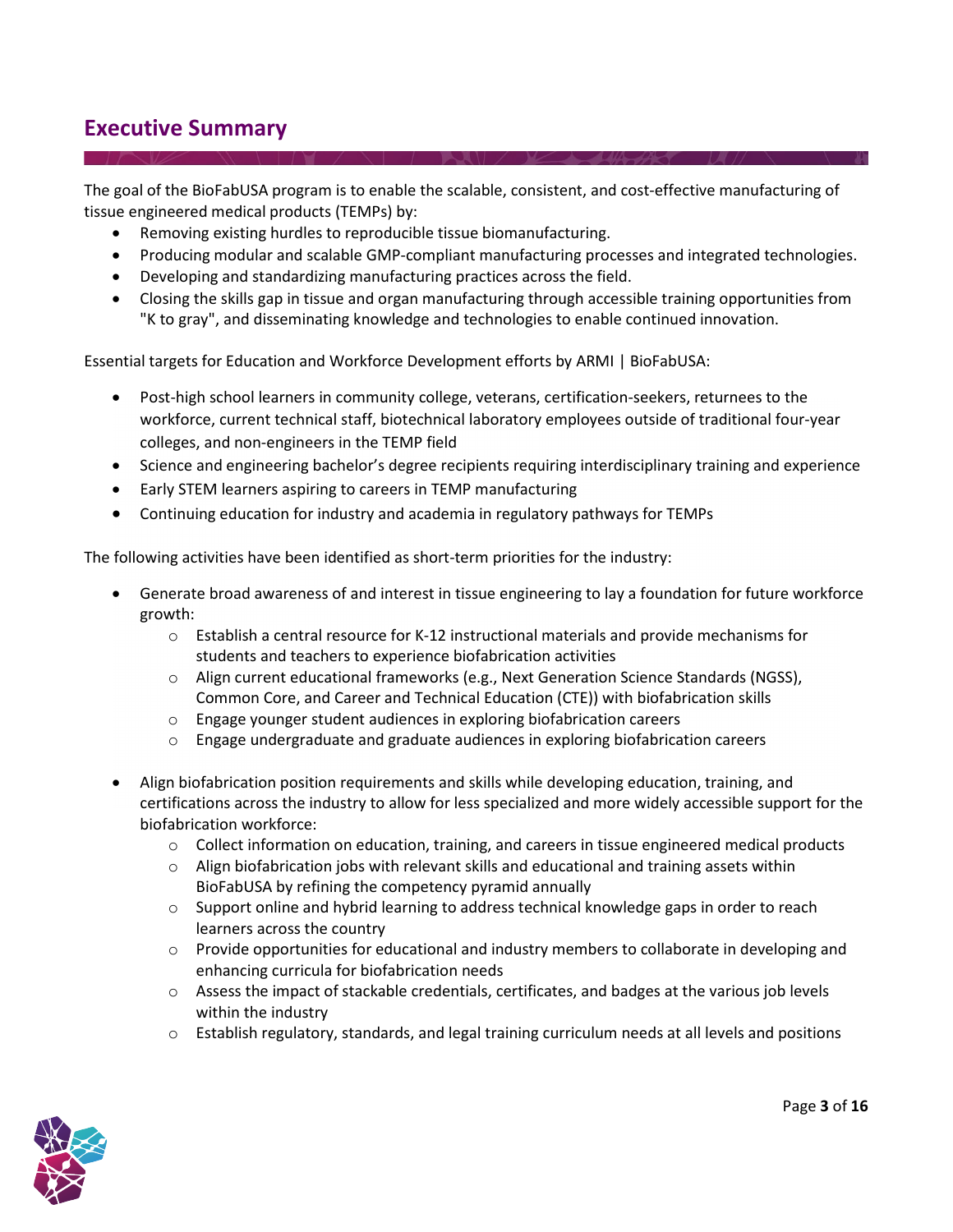## Executive Summary

The goal of the BioFabUSA program is to enable the scalable, consistent, and cost-effective manufacturing of tissue engineered medical products (TEMPs) by:

- Removing existing hurdles to reproducible tissue biomanufacturing.
- Producing modular and scalable GMP-compliant manufacturing processes and integrated technologies.
- Developing and standardizing manufacturing practices across the field.
- Closing the skills gap in tissue and organ manufacturing through accessible training opportunities from "K to gray", and disseminating knowledge and technologies to enable continued innovation.

Essential targets for Education and Workforce Development efforts by ARMI | BioFabUSA:

- Post-high school learners in community college, veterans, certification-seekers, returnees to the workforce, current technical staff, biotechnical laboratory employees outside of traditional four-year colleges, and non-engineers in the TEMP field
- Science and engineering bachelor's degree recipients requiring interdisciplinary training and experience
- Early STEM learners aspiring to careers in TEMP manufacturing
- Continuing education for industry and academia in regulatory pathways for TEMPs

The following activities have been identified as short-term priorities for the industry:

- Generate broad awareness of and interest in tissue engineering to lay a foundation for future workforce growth:
  - Establish a central resource for K-12 instructional materials and provide mechanisms for students and teachers to experience biofabrication activities
  - Align current educational frameworks (e.g., Next Generation Science Standards (NGSS), Common Core, and Career and Technical Education (CTE)) with biofabrication skills
  - Engage younger student audiences in exploring biofabrication careers
  - Engage undergraduate and graduate audiences in exploring biofabrication careers

- Align biofabrication position requirements and skills while developing education, training, and certifications across the industry to allow for less specialized and more widely accessible support for the biofabrication workforce:
  - Collect information on education, training, and careers in tissue engineered medical products
  - Align biofabrication jobs with relevant skills and educational and training assets within BioFabUSA by refining the competency pyramid annually
  - Support online and hybrid learning to address technical knowledge gaps in order to reach learners across the country
  - Provide opportunities for educational and industry members to collaborate in developing and enhancing curricula for biofabrication needs
  - Assess the impact of stackable credentials, certificates, and badges at the various job levels within the industry
  - Establish regulatory, standards, and legal training curriculum needs at all levels and positions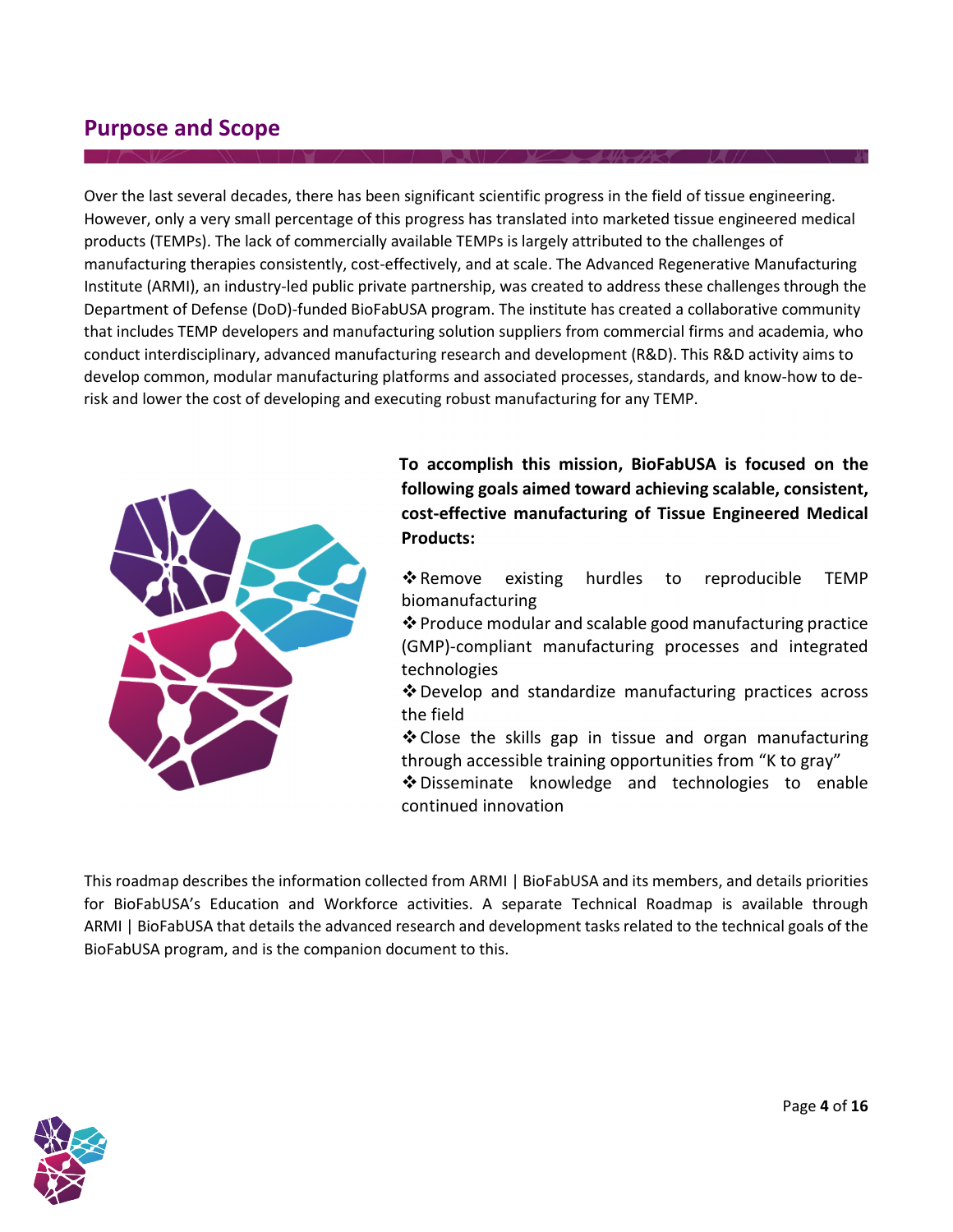## Purpose and Scope

Over the last several decades, there has been significant scientific progress in the field of tissue engineering. However, only a very small percentage of this progress has translated into marketed tissue engineered medical products (TEMPs). The lack of commercially available TEMPs is largely attributed to the challenges of manufacturing therapies consistently, cost-effectively, and at scale. The Advanced Regenerative Manufacturing Institute (ARMI), an industry-led public private partnership, was created to address these challenges through the Department of Defense (DoD)-funded BioFabUSA program. The institute has created a collaborative community that includes TEMP developers and manufacturing solution suppliers from commercial firms and academia, who conduct interdisciplinary, advanced manufacturing research and development (R&D). This R&D activity aims to develop common, modular manufacturing platforms and associated processes, standards, and know-how to de-risk and lower the cost of developing and executing robust manufacturing for any TEMP.

**To accomplish this mission, BioFabUSA is focused on the following goals aimed toward achieving scalable, consistent, cost-effective manufacturing of Tissue Engineered Medical Products:**

- ❖ Remove existing hurdles to reproducible TEMP biomanufacturing
- ❖ Produce modular and scalable good manufacturing practice (GMP)-compliant manufacturing processes and integrated technologies
- ❖ Develop and standardize manufacturing practices across the field
- ❖ Close the skills gap in tissue and organ manufacturing through accessible training opportunities from "K to gray"
- ❖ Disseminate knowledge and technologies to enable continued innovation

This roadmap describes the information collected from ARMI | BioFabUSA and its members, and details priorities for BioFabUSA's Education and Workforce activities. A separate Technical Roadmap is available through ARMI | BioFabUSA that details the advanced research and development tasks related to the technical goals of the BioFabUSA program, and is the companion document to this.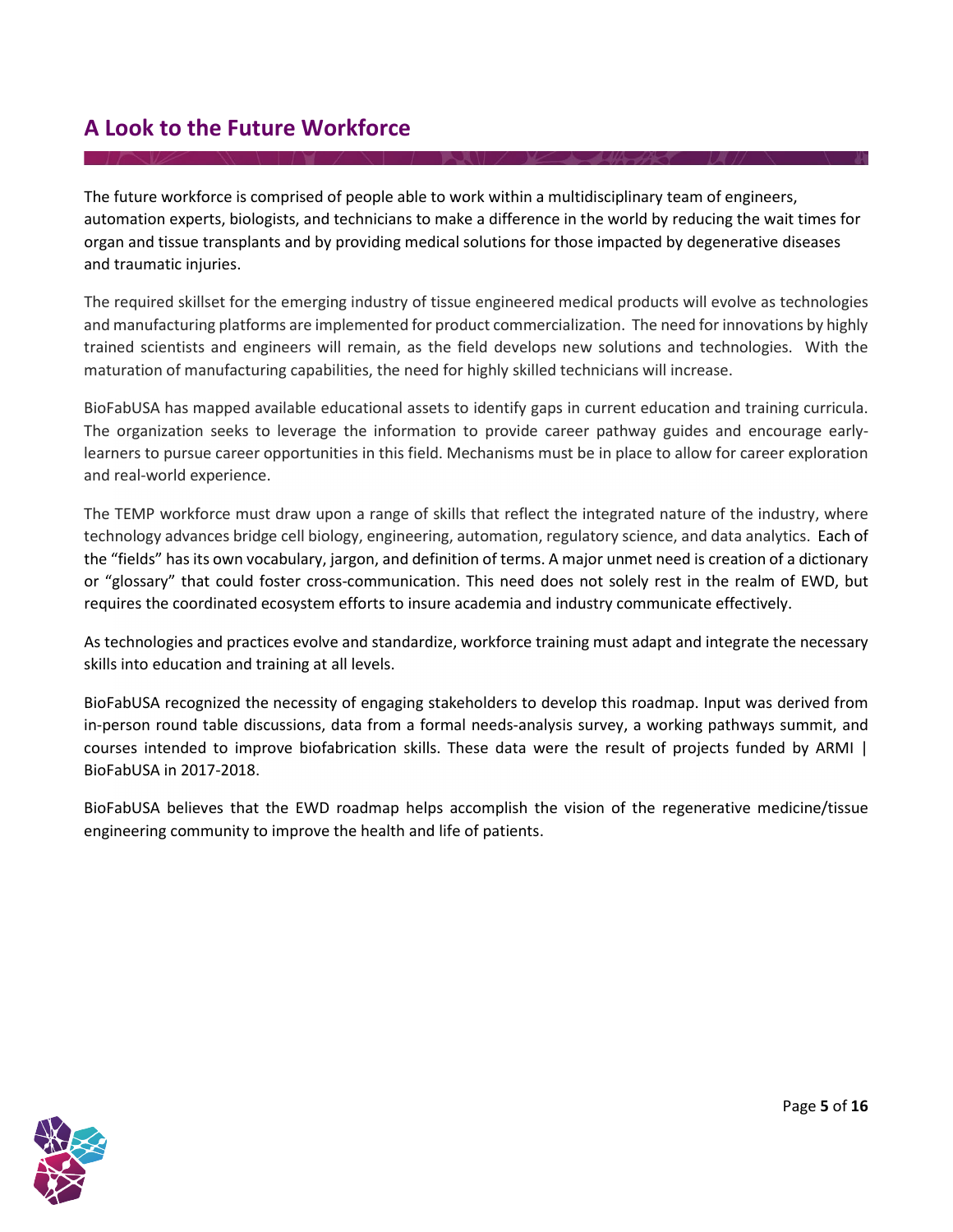## A Look to the Future Workforce

The future workforce is comprised of people able to work within a multidisciplinary team of engineers, automation experts, biologists, and technicians to make a difference in the world by reducing the wait times for organ and tissue transplants and by providing medical solutions for those impacted by degenerative diseases and traumatic injuries.

The required skillset for the emerging industry of tissue engineered medical products will evolve as technologies and manufacturing platforms are implemented for product commercialization. The need for innovations by highly trained scientists and engineers will remain, as the field develops new solutions and technologies. With the maturation of manufacturing capabilities, the need for highly skilled technicians will increase.

BioFabUSA has mapped available educational assets to identify gaps in current education and training curricula. The organization seeks to leverage the information to provide career pathway guides and encourage early-learners to pursue career opportunities in this field. Mechanisms must be in place to allow for career exploration and real-world experience.

The TEMP workforce must draw upon a range of skills that reflect the integrated nature of the industry, where technology advances bridge cell biology, engineering, automation, regulatory science, and data analytics. Each of the "fields" has its own vocabulary, jargon, and definition of terms. A major unmet need is creation of a dictionary or "glossary" that could foster cross-communication. This need does not solely rest in the realm of EWD, but requires the coordinated ecosystem efforts to insure academia and industry communicate effectively.

As technologies and practices evolve and standardize, workforce training must adapt and integrate the necessary skills into education and training at all levels.

BioFabUSA recognized the necessity of engaging stakeholders to develop this roadmap. Input was derived from in-person round table discussions, data from a formal needs-analysis survey, a working pathways summit, and courses intended to improve biofabrication skills. These data were the result of projects funded by ARMI | BioFabUSA in 2017-2018.

BioFabUSA believes that the EWD roadmap helps accomplish the vision of the regenerative medicine/tissue engineering community to improve the health and life of patients.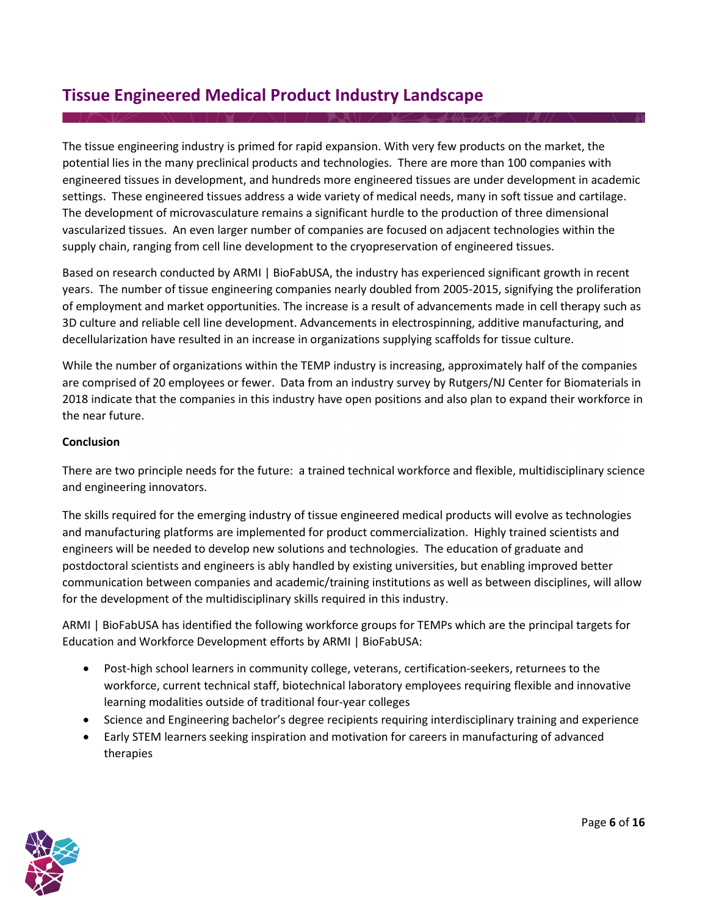# Tissue Engineered Medical Product Industry Landscape

The tissue engineering industry is primed for rapid expansion. With very few products on the market, the potential lies in the many preclinical products and technologies. There are more than 100 companies with engineered tissues in development, and hundreds more engineered tissues are under development in academic settings. These engineered tissues address a wide variety of medical needs, many in soft tissue and cartilage. The development of microvasculature remains a significant hurdle to the production of three dimensional vascularized tissues. An even larger number of companies are focused on adjacent technologies within the supply chain, ranging from cell line development to the cryopreservation of engineered tissues.

Based on research conducted by ARMI | BioFabUSA, the industry has experienced significant growth in recent years. The number of tissue engineering companies nearly doubled from 2005-2015, signifying the proliferation of employment and market opportunities. The increase is a result of advancements made in cell therapy such as 3D culture and reliable cell line development. Advancements in electrospinning, additive manufacturing, and decellularization have resulted in an increase in organizations supplying scaffolds for tissue culture.

While the number of organizations within the TEMP industry is increasing, approximately half of the companies are comprised of 20 employees or fewer. Data from an industry survey by Rutgers/NJ Center for Biomaterials in 2018 indicate that the companies in this industry have open positions and also plan to expand their workforce in the near future.

**Conclusion**

There are two principle needs for the future: a trained technical workforce and flexible, multidisciplinary science and engineering innovators.

The skills required for the emerging industry of tissue engineered medical products will evolve as technologies and manufacturing platforms are implemented for product commercialization. Highly trained scientists and engineers will be needed to develop new solutions and technologies. The education of graduate and postdoctoral scientists and engineers is ably handled by existing universities, but enabling improved better communication between companies and academic/training institutions as well as between disciplines, will allow for the development of the multidisciplinary skills required in this industry.

ARMI | BioFabUSA has identified the following workforce groups for TEMPs which are the principal targets for Education and Workforce Development efforts by ARMI | BioFabUSA:

- Post-high school learners in community college, veterans, certification-seekers, returnees to the workforce, current technical staff, biotechnical laboratory employees requiring flexible and innovative learning modalities outside of traditional four-year colleges
- Science and Engineering bachelor's degree recipients requiring interdisciplinary training and experience
- Early STEM learners seeking inspiration and motivation for careers in manufacturing of advanced therapies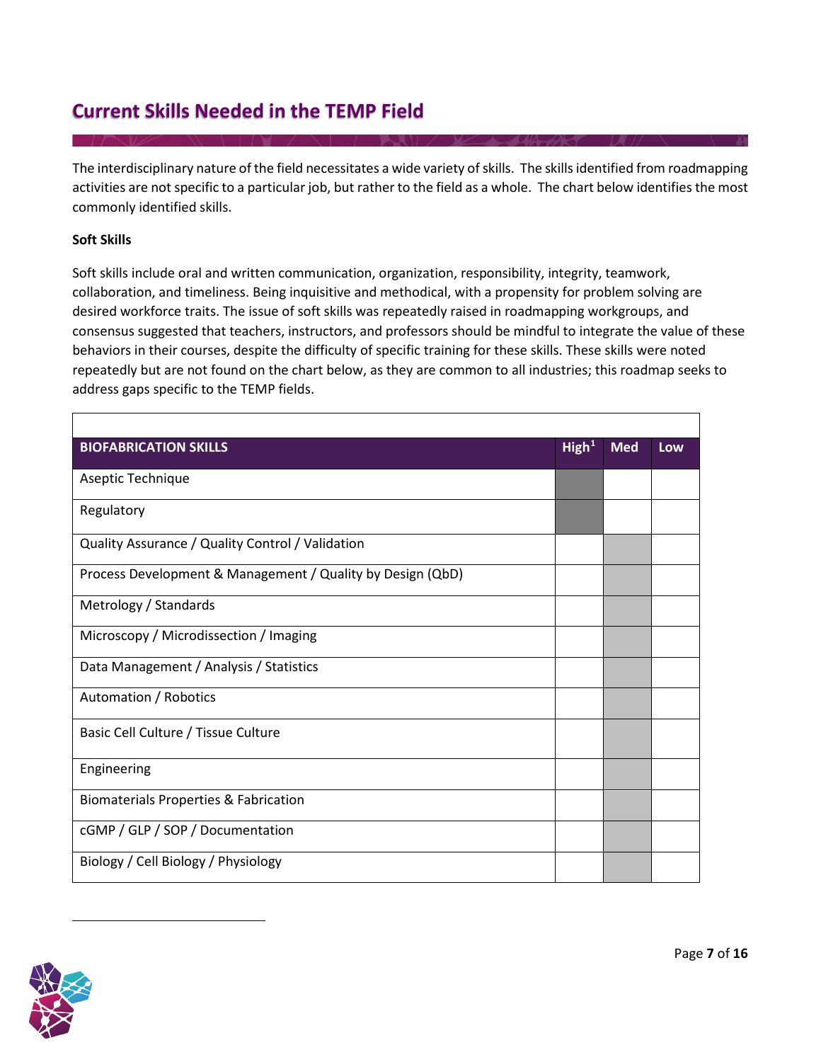## Current Skills Needed in the TEMP Field

The interdisciplinary nature of the field necessitates a wide variety of skills. The skills identified from roadmapping activities are not specific to a particular job, but rather to the field as a whole. The chart below identifies the most commonly identified skills.

**Soft Skills**

Soft skills include oral and written communication, organization, responsibility, integrity, teamwork, collaboration, and timeliness. Being inquisitive and methodical, with a propensity for problem solving are desired workforce traits. The issue of soft skills was repeatedly raised in roadmapping workgroups, and consensus suggested that teachers, instructors, and professors should be mindful to integrate the value of these behaviors in their courses, despite the difficulty of specific training for these skills. These skills were noted repeatedly but are not found on the chart below, as they are common to all industries; this roadmap seeks to address gaps specific to the TEMP fields.

| BIOFABRICATION SKILLS | High[1] | Med | Low |
|---|---|---|---|
| Aseptic Technique | ■ | | |
| Regulatory | ■ | | |
| Quality Assurance / Quality Control / Validation | | ■ | |
| Process Development & Management / Quality by Design (QbD) | | ■ | |
| Metrology / Standards | | ■ | |
| Microscopy / Microdissection / Imaging | | ■ | |
| Data Management / Analysis / Statistics | | ■ | |
| Automation / Robotics | | ■ | |
| Basic Cell Culture / Tissue Culture | | ■ | |
| Engineering | | ■ | |
| Biomaterials Properties & Fabrication | | ■ | |
| cGMP / GLP / SOP / Documentation | | ■ | |
| Biology / Cell Biology / Physiology | | ■ | |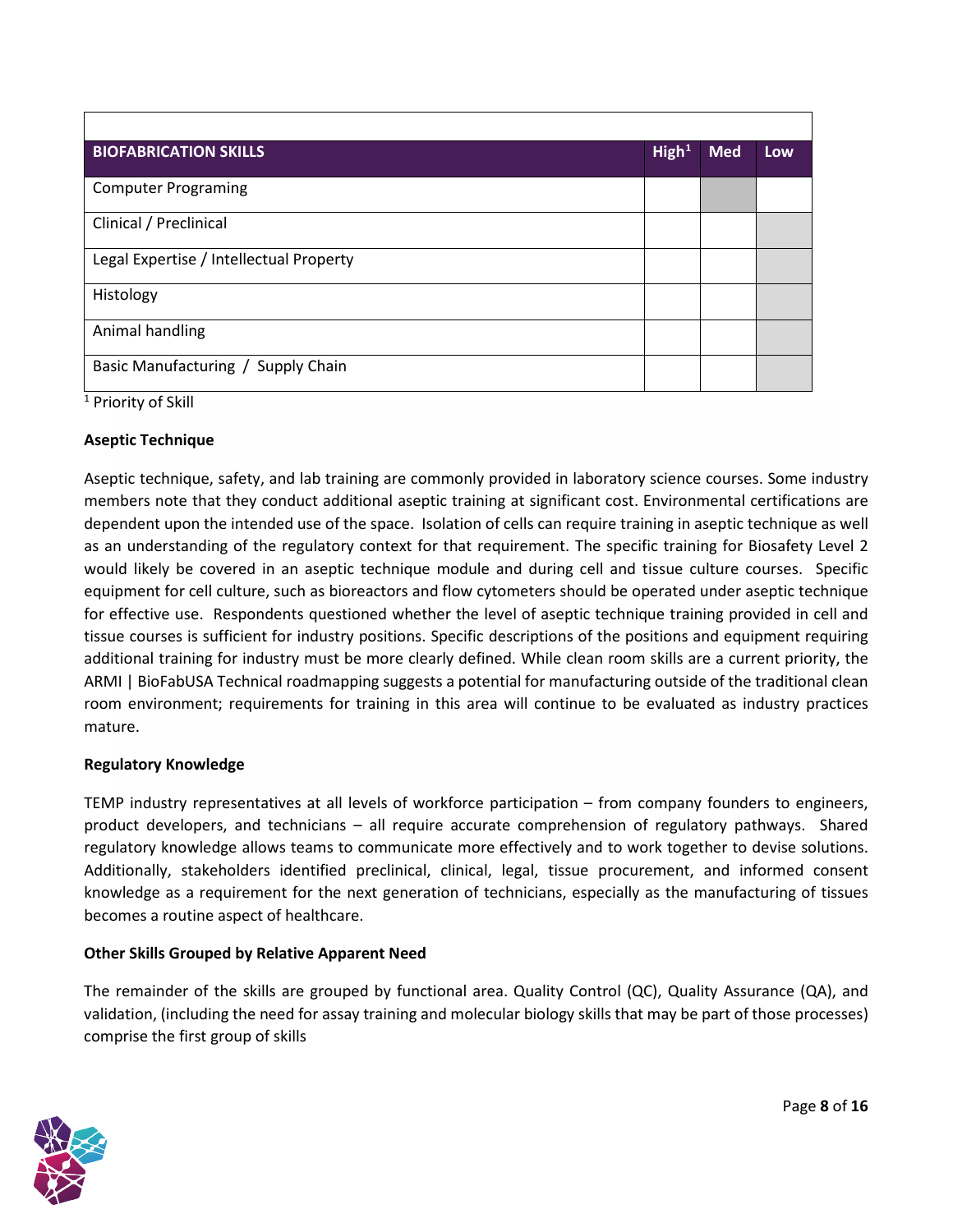| BIOFABRICATION SKILLS | High[1] | Med | Low |
|---|---|---|---|
| Computer Programing | | | |
| Clinical / Preclinical | | | |
| Legal Expertise / Intellectual Property | | | |
| Histology | | | |
| Animal handling | | | |
| Basic Manufacturing / Supply Chain | | | |

[1] Priority of Skill

**Aseptic Technique**

Aseptic technique, safety, and lab training are commonly provided in laboratory science courses. Some industry members note that they conduct additional aseptic training at significant cost. Environmental certifications are dependent upon the intended use of the space. Isolation of cells can require training in aseptic technique as well as an understanding of the regulatory context for that requirement. The specific training for Biosafety Level 2 would likely be covered in an aseptic technique module and during cell and tissue culture courses. Specific equipment for cell culture, such as bioreactors and flow cytometers should be operated under aseptic technique for effective use. Respondents questioned whether the level of aseptic technique training provided in cell and tissue courses is sufficient for industry positions. Specific descriptions of the positions and equipment requiring additional training for industry must be more clearly defined. While clean room skills are a current priority, the ARMI | BioFabUSA Technical roadmapping suggests a potential for manufacturing outside of the traditional clean room environment; requirements for training in this area will continue to be evaluated as industry practices mature.

**Regulatory Knowledge**

TEMP industry representatives at all levels of workforce participation – from company founders to engineers, product developers, and technicians – all require accurate comprehension of regulatory pathways. Shared regulatory knowledge allows teams to communicate more effectively and to work together to devise solutions. Additionally, stakeholders identified preclinical, clinical, legal, tissue procurement, and informed consent knowledge as a requirement for the next generation of technicians, especially as the manufacturing of tissues becomes a routine aspect of healthcare.

**Other Skills Grouped by Relative Apparent Need**

The remainder of the skills are grouped by functional area. Quality Control (QC), Quality Assurance (QA), and validation, (including the need for assay training and molecular biology skills that may be part of those processes) comprise the first group of skills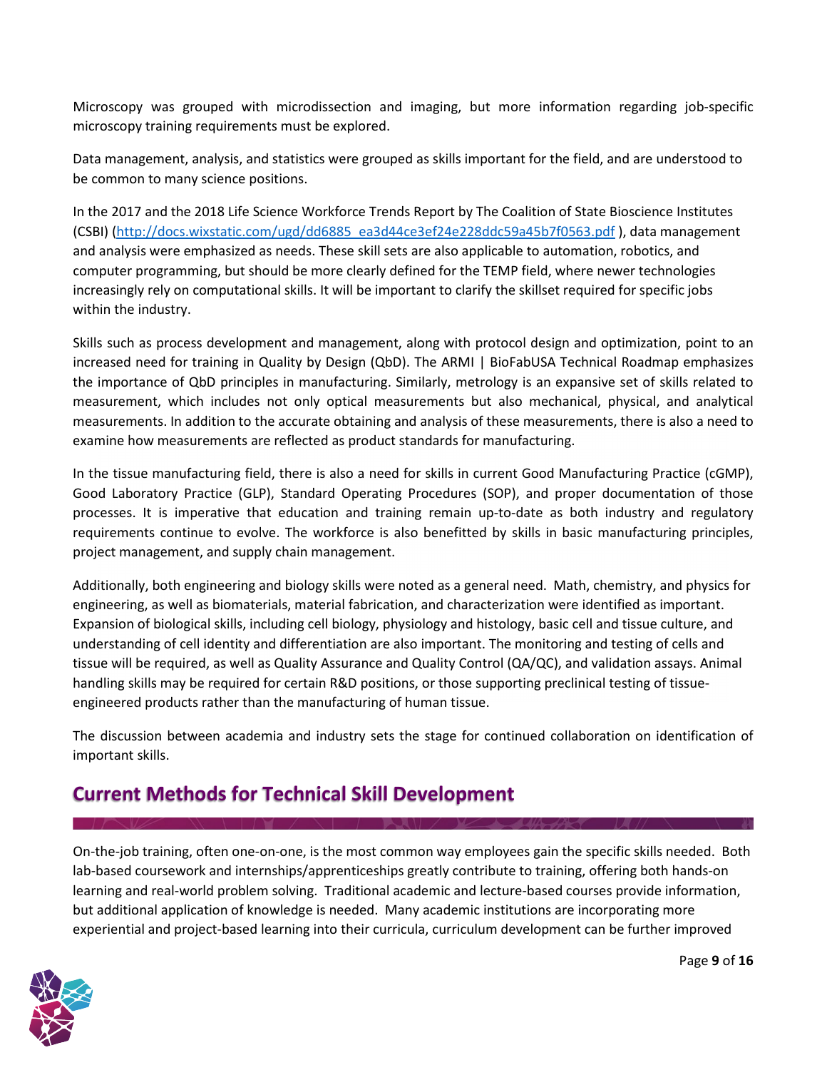Microscopy was grouped with microdissection and imaging, but more information regarding job-specific microscopy training requirements must be explored.

Data management, analysis, and statistics were grouped as skills important for the field, and are understood to be common to many science positions.

In the 2017 and the 2018 Life Science Workforce Trends Report by The Coalition of State Bioscience Institutes (CSBI) (http://docs.wixstatic.com/ugd/dd6885_ea3d44ce3ef24e228ddc59a45b7f0563.pdf ), data management and analysis were emphasized as needs. These skill sets are also applicable to automation, robotics, and computer programming, but should be more clearly defined for the TEMP field, where newer technologies increasingly rely on computational skills. It will be important to clarify the skillset required for specific jobs within the industry.

Skills such as process development and management, along with protocol design and optimization, point to an increased need for training in Quality by Design (QbD). The ARMI | BioFabUSA Technical Roadmap emphasizes the importance of QbD principles in manufacturing. Similarly, metrology is an expansive set of skills related to measurement, which includes not only optical measurements but also mechanical, physical, and analytical measurements. In addition to the accurate obtaining and analysis of these measurements, there is also a need to examine how measurements are reflected as product standards for manufacturing.

In the tissue manufacturing field, there is also a need for skills in current Good Manufacturing Practice (cGMP), Good Laboratory Practice (GLP), Standard Operating Procedures (SOP), and proper documentation of those processes. It is imperative that education and training remain up-to-date as both industry and regulatory requirements continue to evolve. The workforce is also benefitted by skills in basic manufacturing principles, project management, and supply chain management.

Additionally, both engineering and biology skills were noted as a general need. Math, chemistry, and physics for engineering, as well as biomaterials, material fabrication, and characterization were identified as important. Expansion of biological skills, including cell biology, physiology and histology, basic cell and tissue culture, and understanding of cell identity and differentiation are also important. The monitoring and testing of cells and tissue will be required, as well as Quality Assurance and Quality Control (QA/QC), and validation assays. Animal handling skills may be required for certain R&D positions, or those supporting preclinical testing of tissue-engineered products rather than the manufacturing of human tissue.

The discussion between academia and industry sets the stage for continued collaboration on identification of important skills.

## Current Methods for Technical Skill Development

On-the-job training, often one-on-one, is the most common way employees gain the specific skills needed. Both lab-based coursework and internships/apprenticeships greatly contribute to training, offering both hands-on learning and real-world problem solving. Traditional academic and lecture-based courses provide information, but additional application of knowledge is needed. Many academic institutions are incorporating more experiential and project-based learning into their curricula, curriculum development can be further improved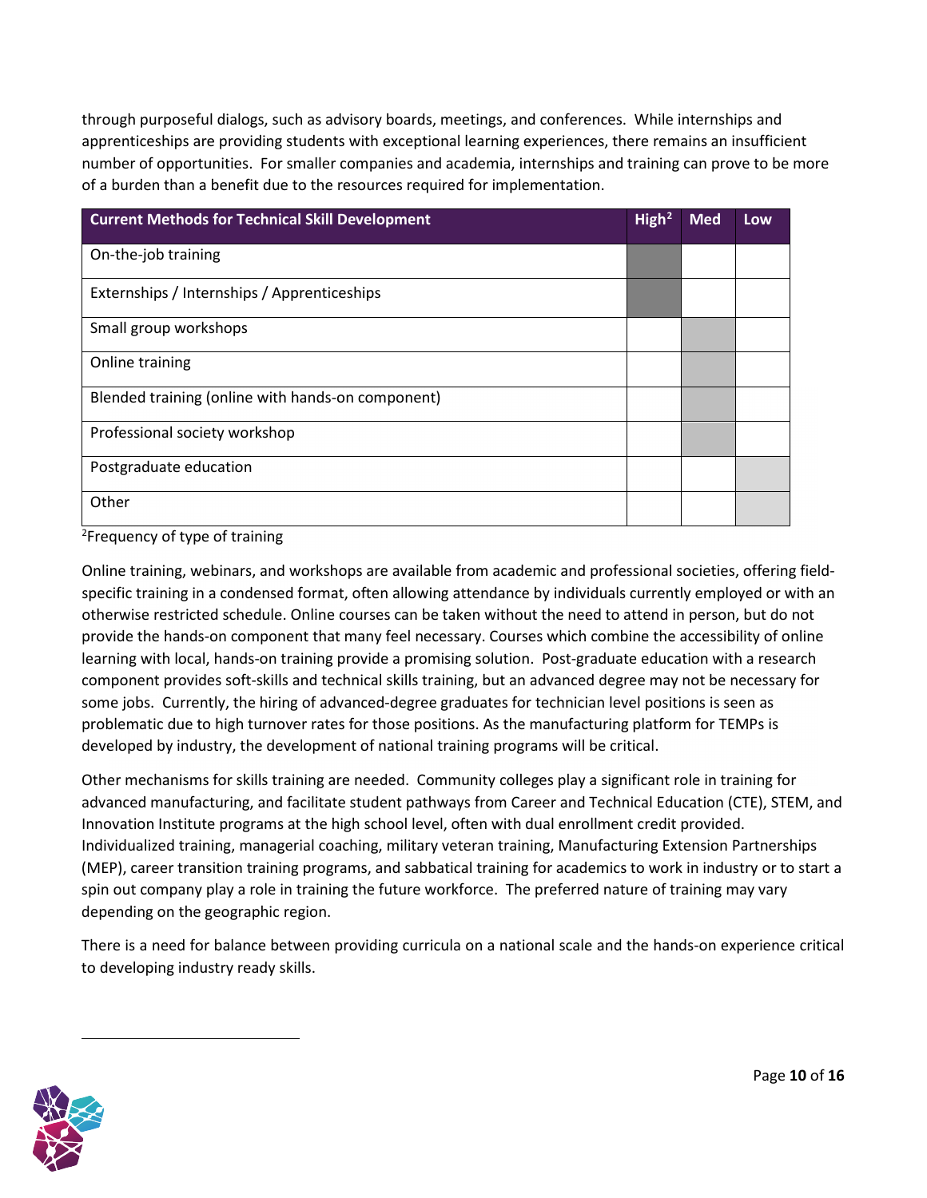through purposeful dialogs, such as advisory boards, meetings, and conferences. While internships and apprenticeships are providing students with exceptional learning experiences, there remains an insufficient number of opportunities. For smaller companies and academia, internships and training can prove to be more of a burden than a benefit due to the resources required for implementation.

| Current Methods for Technical Skill Development | High[2] | Med | Low |
|---|---|---|---|
| On-the-job training | ■ | | |
| Externships / Internships / Apprenticeships | ■ | | |
| Small group workshops | | ■ | |
| Online training | | ■ | |
| Blended training (online with hands-on component) | | ■ | |
| Professional society workshop | | ■ | |
| Postgraduate education | | | ■ |
| Other | | | ■ |

[2]Frequency of type of training

Online training, webinars, and workshops are available from academic and professional societies, offering field-specific training in a condensed format, often allowing attendance by individuals currently employed or with an otherwise restricted schedule. Online courses can be taken without the need to attend in person, but do not provide the hands-on component that many feel necessary. Courses which combine the accessibility of online learning with local, hands-on training provide a promising solution. Post-graduate education with a research component provides soft-skills and technical skills training, but an advanced degree may not be necessary for some jobs. Currently, the hiring of advanced-degree graduates for technician level positions is seen as problematic due to high turnover rates for those positions. As the manufacturing platform for TEMPs is developed by industry, the development of national training programs will be critical.

Other mechanisms for skills training are needed. Community colleges play a significant role in training for advanced manufacturing, and facilitate student pathways from Career and Technical Education (CTE), STEM, and Innovation Institute programs at the high school level, often with dual enrollment credit provided. Individualized training, managerial coaching, military veteran training, Manufacturing Extension Partnerships (MEP), career transition training programs, and sabbatical training for academics to work in industry or to start a spin out company play a role in training the future workforce. The preferred nature of training may vary depending on the geographic region.

There is a need for balance between providing curricula on a national scale and the hands-on experience critical to developing industry ready skills.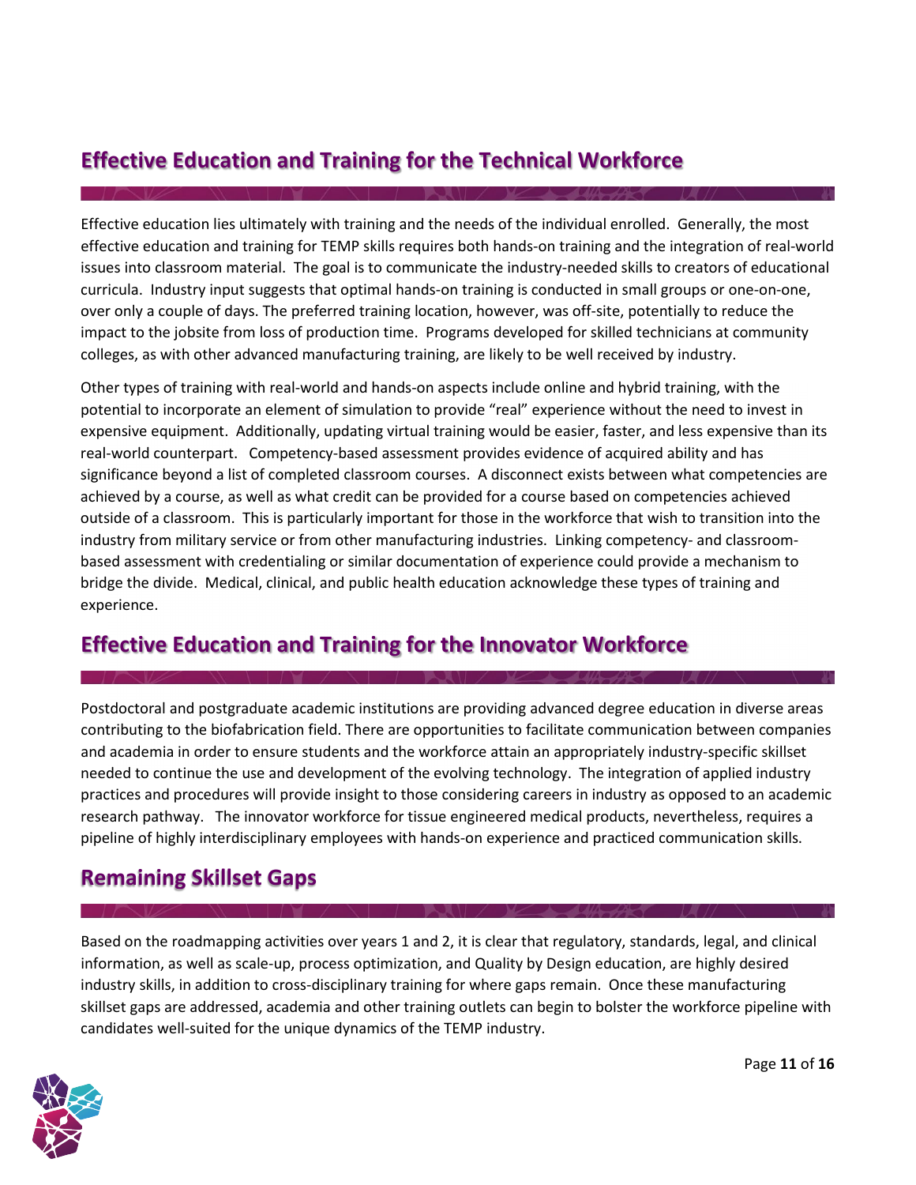## Effective Education and Training for the Technical Workforce

Effective education lies ultimately with training and the needs of the individual enrolled. Generally, the most effective education and training for TEMP skills requires both hands-on training and the integration of real-world issues into classroom material. The goal is to communicate the industry-needed skills to creators of educational curricula. Industry input suggests that optimal hands-on training is conducted in small groups or one-on-one, over only a couple of days. The preferred training location, however, was off-site, potentially to reduce the impact to the jobsite from loss of production time. Programs developed for skilled technicians at community colleges, as with other advanced manufacturing training, are likely to be well received by industry.

Other types of training with real-world and hands-on aspects include online and hybrid training, with the potential to incorporate an element of simulation to provide "real" experience without the need to invest in expensive equipment. Additionally, updating virtual training would be easier, faster, and less expensive than its real-world counterpart. Competency-based assessment provides evidence of acquired ability and has significance beyond a list of completed classroom courses. A disconnect exists between what competencies are achieved by a course, as well as what credit can be provided for a course based on competencies achieved outside of a classroom. This is particularly important for those in the workforce that wish to transition into the industry from military service or from other manufacturing industries. Linking competency- and classroom-based assessment with credentialing or similar documentation of experience could provide a mechanism to bridge the divide. Medical, clinical, and public health education acknowledge these types of training and experience.

## Effective Education and Training for the Innovator Workforce

Postdoctoral and postgraduate academic institutions are providing advanced degree education in diverse areas contributing to the biofabrication field. There are opportunities to facilitate communication between companies and academia in order to ensure students and the workforce attain an appropriately industry-specific skillset needed to continue the use and development of the evolving technology. The integration of applied industry practices and procedures will provide insight to those considering careers in industry as opposed to an academic research pathway. The innovator workforce for tissue engineered medical products, nevertheless, requires a pipeline of highly interdisciplinary employees with hands-on experience and practiced communication skills.

## Remaining Skillset Gaps

Based on the roadmapping activities over years 1 and 2, it is clear that regulatory, standards, legal, and clinical information, as well as scale-up, process optimization, and Quality by Design education, are highly desired industry skills, in addition to cross-disciplinary training for where gaps remain. Once these manufacturing skillset gaps are addressed, academia and other training outlets can begin to bolster the workforce pipeline with candidates well-suited for the unique dynamics of the TEMP industry.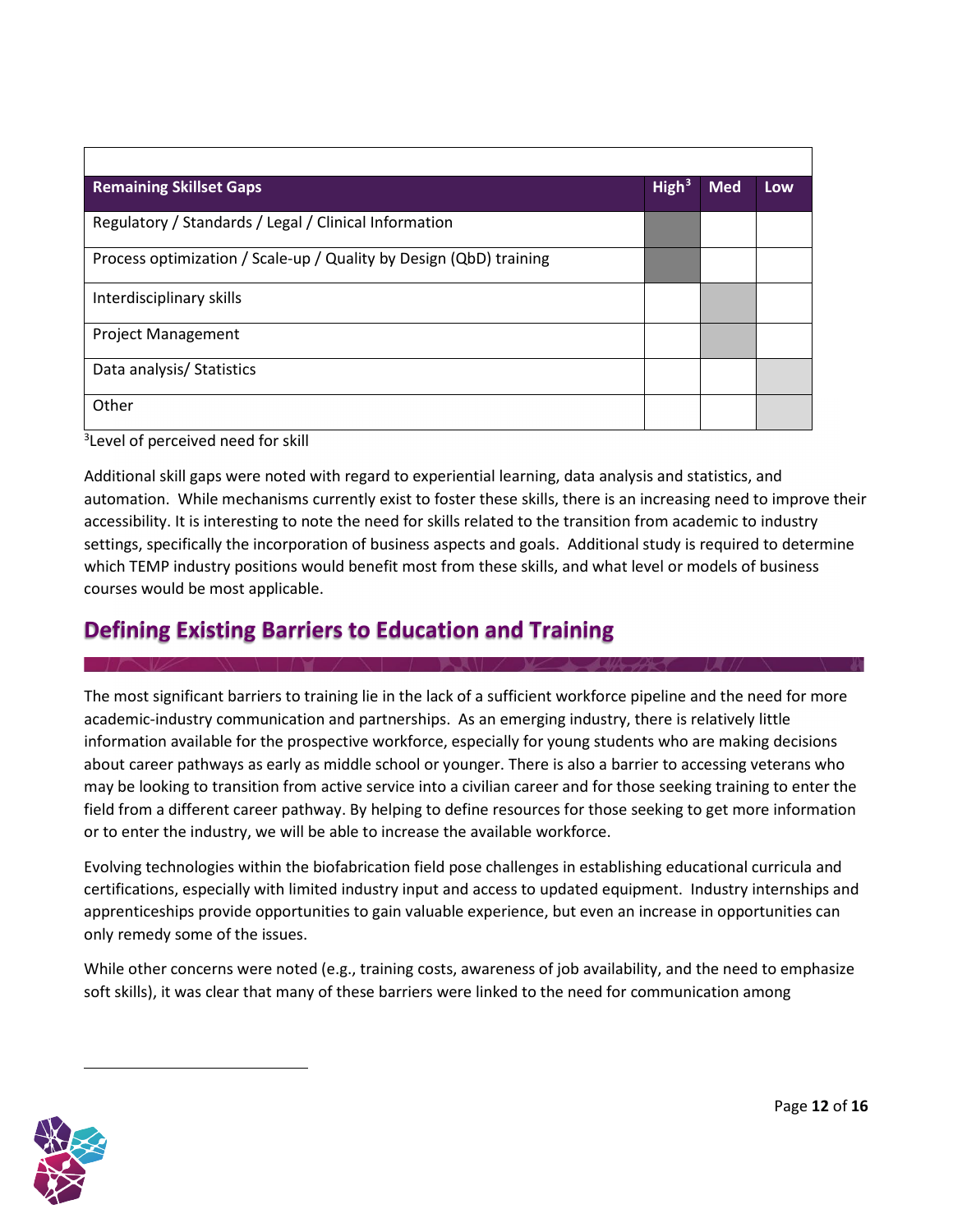| Remaining Skillset Gaps | High[3] | Med | Low |
| --- | --- | --- | --- |
| Regulatory / Standards / Legal / Clinical Information | X | | |
| Process optimization / Scale-up / Quality by Design (QbD) training | X | | |
| Interdisciplinary skills | | X | |
| Project Management | | X | |
| Data analysis/ Statistics | | | X |
| Other | | | X |

[3]Level of perceived need for skill

Additional skill gaps were noted with regard to experiential learning, data analysis and statistics, and automation. While mechanisms currently exist to foster these skills, there is an increasing need to improve their accessibility. It is interesting to note the need for skills related to the transition from academic to industry settings, specifically the incorporation of business aspects and goals. Additional study is required to determine which TEMP industry positions would benefit most from these skills, and what level or models of business courses would be most applicable.

## Defining Existing Barriers to Education and Training

The most significant barriers to training lie in the lack of a sufficient workforce pipeline and the need for more academic-industry communication and partnerships. As an emerging industry, there is relatively little information available for the prospective workforce, especially for young students who are making decisions about career pathways as early as middle school or younger. There is also a barrier to accessing veterans who may be looking to transition from active service into a civilian career and for those seeking training to enter the field from a different career pathway. By helping to define resources for those seeking to get more information or to enter the industry, we will be able to increase the available workforce.

Evolving technologies within the biofabrication field pose challenges in establishing educational curricula and certifications, especially with limited industry input and access to updated equipment. Industry internships and apprenticeships provide opportunities to gain valuable experience, but even an increase in opportunities can only remedy some of the issues.

While other concerns were noted (e.g., training costs, awareness of job availability, and the need to emphasize soft skills), it was clear that many of these barriers were linked to the need for communication among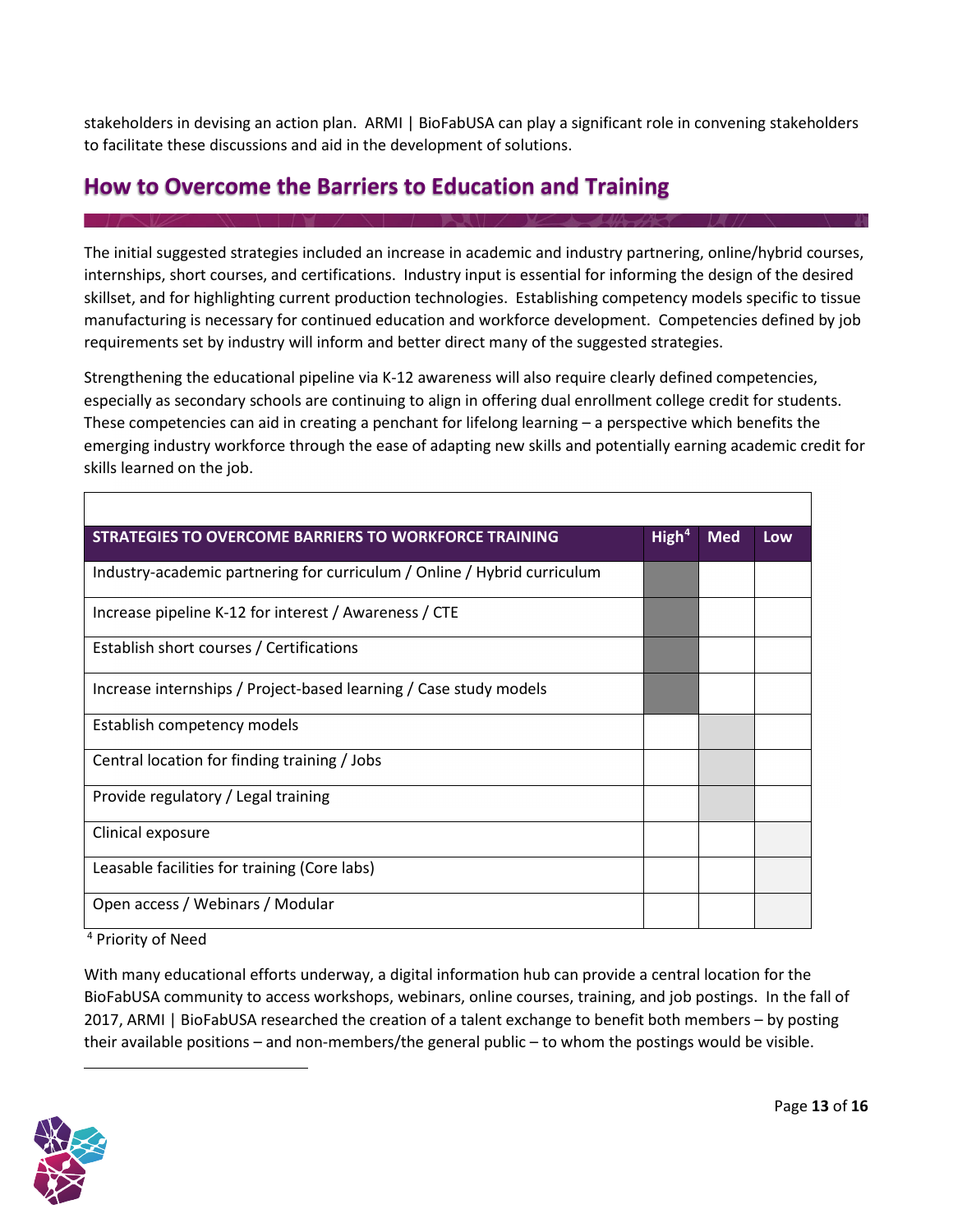stakeholders in devising an action plan. ARMI | BioFabUSA can play a significant role in convening stakeholders to facilitate these discussions and aid in the development of solutions.

## How to Overcome the Barriers to Education and Training

The initial suggested strategies included an increase in academic and industry partnering, online/hybrid courses, internships, short courses, and certifications. Industry input is essential for informing the design of the desired skillset, and for highlighting current production technologies. Establishing competency models specific to tissue manufacturing is necessary for continued education and workforce development. Competencies defined by job requirements set by industry will inform and better direct many of the suggested strategies.

Strengthening the educational pipeline via K-12 awareness will also require clearly defined competencies, especially as secondary schools are continuing to align in offering dual enrollment college credit for students. These competencies can aid in creating a penchant for lifelong learning – a perspective which benefits the emerging industry workforce through the ease of adapting new skills and potentially earning academic credit for skills learned on the job.

| STRATEGIES TO OVERCOME BARRIERS TO WORKFORCE TRAINING | High[4] | Med | Low |
|---|---|---|---|
| Industry-academic partnering for curriculum / Online / Hybrid curriculum | ■ | | |
| Increase pipeline K-12 for interest / Awareness / CTE | ■ | | |
| Establish short courses / Certifications | ■ | | |
| Increase internships / Project-based learning / Case study models | ■ | | |
| Establish competency models | | ■ | |
| Central location for finding training / Jobs | | ■ | |
| Provide regulatory / Legal training | | ■ | |
| Clinical exposure | | | ■ |
| Leasable facilities for training (Core labs) | | | ■ |
| Open access / Webinars / Modular | | | ■ |

[4] Priority of Need

With many educational efforts underway, a digital information hub can provide a central location for the BioFabUSA community to access workshops, webinars, online courses, training, and job postings. In the fall of 2017, ARMI | BioFabUSA researched the creation of a talent exchange to benefit both members – by posting their available positions – and non-members/the general public – to whom the postings would be visible.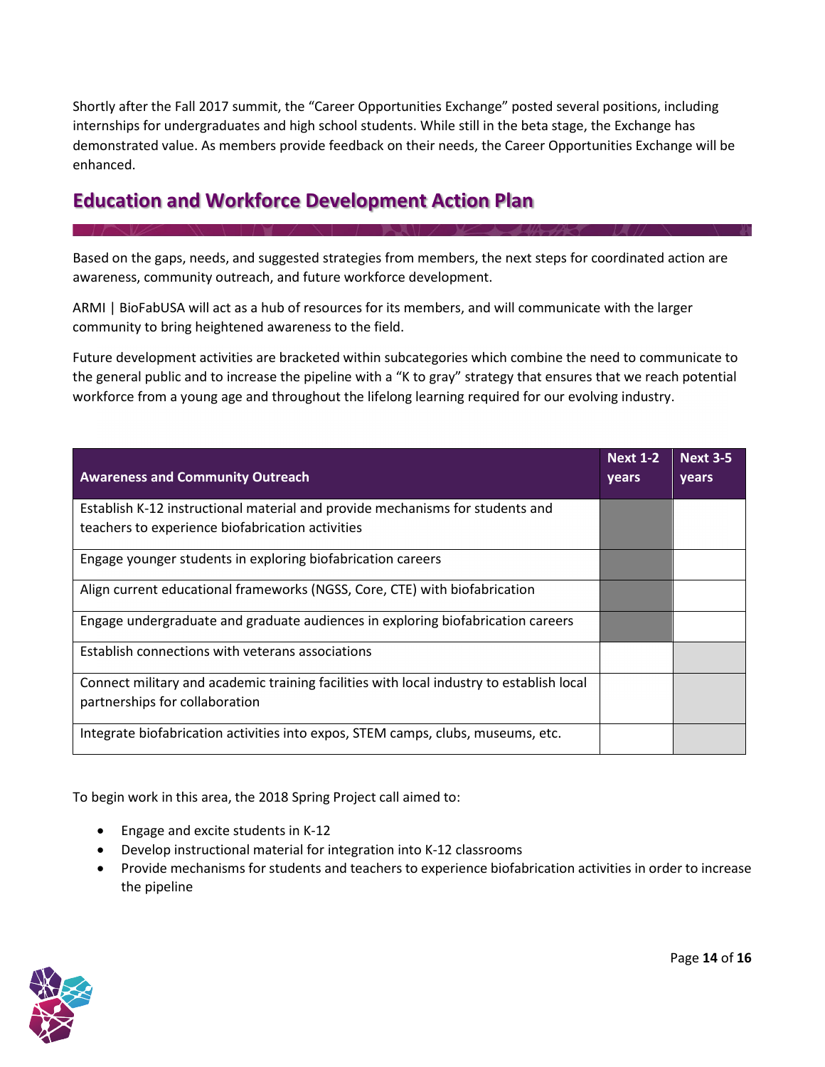Shortly after the Fall 2017 summit, the "Career Opportunities Exchange" posted several positions, including internships for undergraduates and high school students. While still in the beta stage, the Exchange has demonstrated value. As members provide feedback on their needs, the Career Opportunities Exchange will be enhanced.

## Education and Workforce Development Action Plan

Based on the gaps, needs, and suggested strategies from members, the next steps for coordinated action are awareness, community outreach, and future workforce development.

ARMI | BioFabUSA will act as a hub of resources for its members, and will communicate with the larger community to bring heightened awareness to the field.

Future development activities are bracketed within subcategories which combine the need to communicate to the general public and to increase the pipeline with a "K to gray" strategy that ensures that we reach potential workforce from a young age and throughout the lifelong learning required for our evolving industry.

| Awareness and Community Outreach | Next 1-2 years | Next 3-5 years |
|---|---|---|
| Establish K-12 instructional material and provide mechanisms for students and teachers to experience biofabrication activities | | |
| Engage younger students in exploring biofabrication careers | | |
| Align current educational frameworks (NGSS, Core, CTE) with biofabrication | | |
| Engage undergraduate and graduate audiences in exploring biofabrication careers | | |
| Establish connections with veterans associations | | |
| Connect military and academic training facilities with local industry to establish local partnerships for collaboration | | |
| Integrate biofabrication activities into expos, STEM camps, clubs, museums, etc. | | |

To begin work in this area, the 2018 Spring Project call aimed to:

- Engage and excite students in K-12
- Develop instructional material for integration into K-12 classrooms
- Provide mechanisms for students and teachers to experience biofabrication activities in order to increase the pipeline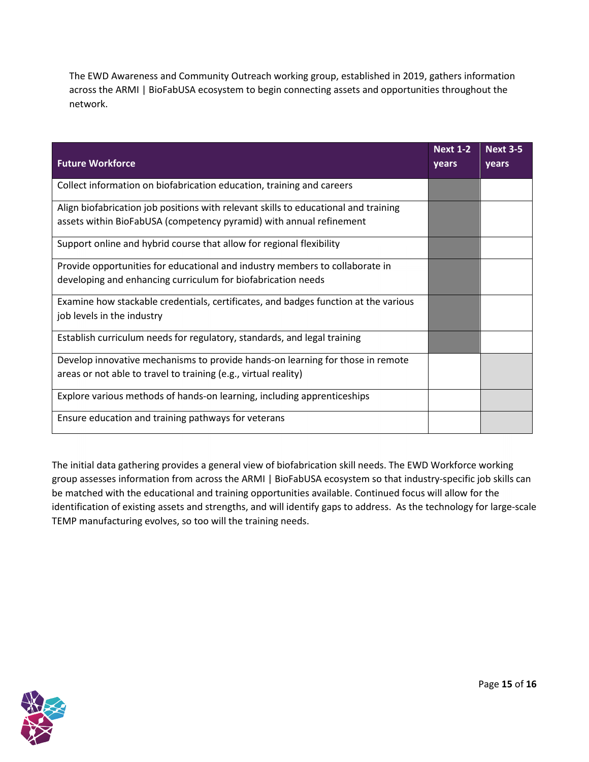The EWD Awareness and Community Outreach working group, established in 2019, gathers information across the ARMI | BioFabUSA ecosystem to begin connecting assets and opportunities throughout the network.

| Future Workforce | Next 1-2 years | Next 3-5 years |
|---|---|---|
| Collect information on biofabrication education, training and careers | ■ | |
| Align biofabrication job positions with relevant skills to educational and training assets within BioFabUSA (competency pyramid) with annual refinement | ■ | |
| Support online and hybrid course that allow for regional flexibility | ■ | |
| Provide opportunities for educational and industry members to collaborate in developing and enhancing curriculum for biofabrication needs | ■ | |
| Examine how stackable credentials, certificates, and badges function at the various job levels in the industry | ■ | |
| Establish curriculum needs for regulatory, standards, and legal training | ■ | |
| Develop innovative mechanisms to provide hands-on learning for those in remote areas or not able to travel to training (e.g., virtual reality) | | ■ |
| Explore various methods of hands-on learning, including apprenticeships | | ■ |
| Ensure education and training pathways for veterans | | ■ |

The initial data gathering provides a general view of biofabrication skill needs. The EWD Workforce working group assesses information from across the ARMI | BioFabUSA ecosystem so that industry-specific job skills can be matched with the educational and training opportunities available. Continued focus will allow for the identification of existing assets and strengths, and will identify gaps to address. As the technology for large-scale TEMP manufacturing evolves, so too will the training needs.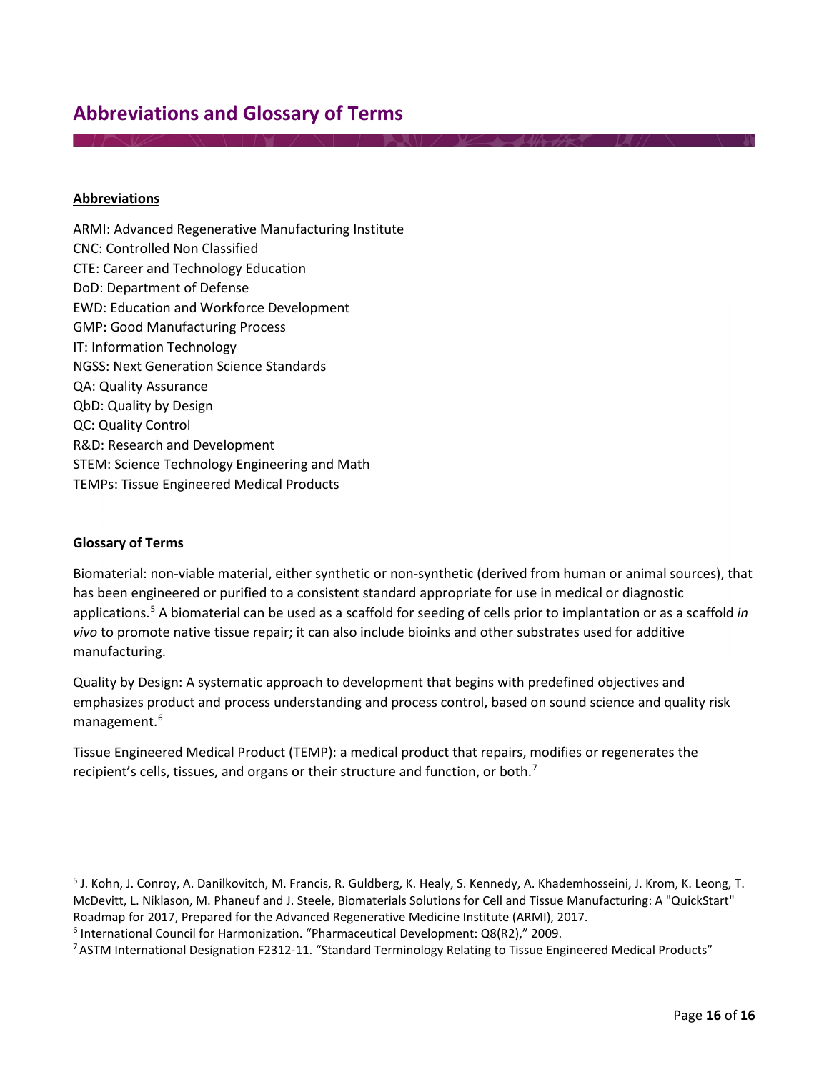# Abbreviations and Glossary of Terms

**Abbreviations**

ARMI: Advanced Regenerative Manufacturing Institute
CNC: Controlled Non Classified
CTE: Career and Technology Education
DoD: Department of Defense
EWD: Education and Workforce Development
GMP: Good Manufacturing Process
IT: Information Technology
NGSS: Next Generation Science Standards
QA: Quality Assurance
QbD: Quality by Design
QC: Quality Control
R&D: Research and Development
STEM: Science Technology Engineering and Math
TEMPs: Tissue Engineered Medical Products

**Glossary of Terms**

Biomaterial: non-viable material, either synthetic or non-synthetic (derived from human or animal sources), that has been engineered or purified to a consistent standard appropriate for use in medical or diagnostic applications.[5] A biomaterial can be used as a scaffold for seeding of cells prior to implantation or as a scaffold *in vivo* to promote native tissue repair; it can also include bioinks and other substrates used for additive manufacturing.

Quality by Design: A systematic approach to development that begins with predefined objectives and emphasizes product and process understanding and process control, based on sound science and quality risk management.[6]

Tissue Engineered Medical Product (TEMP): a medical product that repairs, modifies or regenerates the recipient's cells, tissues, and organs or their structure and function, or both.[7]

---

[5] J. Kohn, J. Conroy, A. Danilkovitch, M. Francis, R. Guldberg, K. Healy, S. Kennedy, A. Khademhosseini, J. Krom, K. Leong, T. McDevitt, L. Niklason, M. Phaneuf and J. Steele, Biomaterials Solutions for Cell and Tissue Manufacturing: A "QuickStart" Roadmap for 2017, Prepared for the Advanced Regenerative Medicine Institute (ARMI), 2017.

[6] International Council for Harmonization. "Pharmaceutical Development: Q8(R2)," 2009.

[7] ASTM International Designation F2312-11. "Standard Terminology Relating to Tissue Engineered Medical Products"